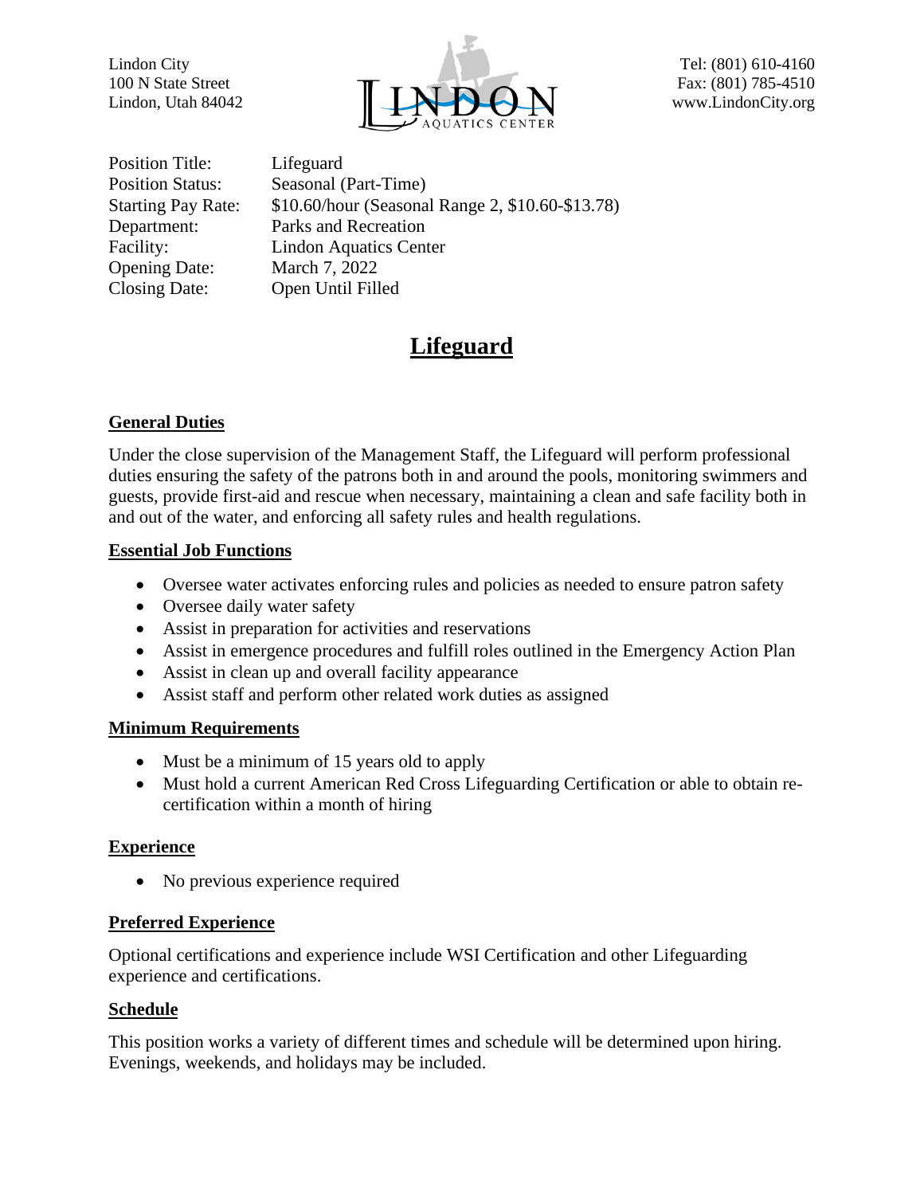Lindon City
100 N State Street
Lindon, Utah 84042

Tel: (801) 610-4160
Fax: (801) 785-4510
www.LindonCity.org

| | |
|---|---|
| Position Title: | Lifeguard |
| Position Status: | Seasonal (Part-Time) |
| Starting Pay Rate: | $10.60/hour (Seasonal Range 2, $10.60-$13.78) |
| Department: | Parks and Recreation |
| Facility: | Lindon Aquatics Center |
| Opening Date: | March 7, 2022 |
| Closing Date: | Open Until Filled |

# Lifeguard

## General Duties

Under the close supervision of the Management Staff, the Lifeguard will perform professional duties ensuring the safety of the patrons both in and around the pools, monitoring swimmers and guests, provide first-aid and rescue when necessary, maintaining a clean and safe facility both in and out of the water, and enforcing all safety rules and health regulations.

## Essential Job Functions

- Oversee water activates enforcing rules and policies as needed to ensure patron safety
- Oversee daily water safety
- Assist in preparation for activities and reservations
- Assist in emergence procedures and fulfill roles outlined in the Emergency Action Plan
- Assist in clean up and overall facility appearance
- Assist staff and perform other related work duties as assigned

## Minimum Requirements

- Must be a minimum of 15 years old to apply
- Must hold a current American Red Cross Lifeguarding Certification or able to obtain re-certification within a month of hiring

## Experience

- No previous experience required

## Preferred Experience

Optional certifications and experience include WSI Certification and other Lifeguarding experience and certifications.

## Schedule

This position works a variety of different times and schedule will be determined upon hiring. Evenings, weekends, and holidays may be included.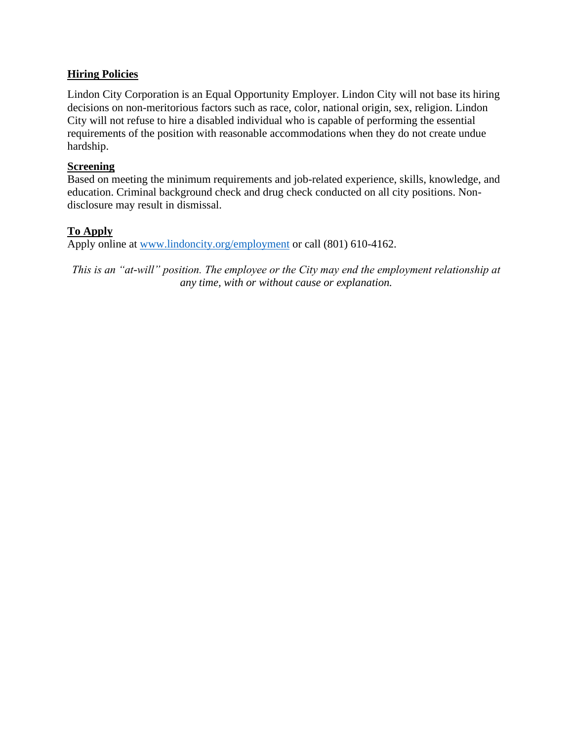## Hiring Policies

Lindon City Corporation is an Equal Opportunity Employer. Lindon City will not base its hiring decisions on non-meritorious factors such as race, color, national origin, sex, religion. Lindon City will not refuse to hire a disabled individual who is capable of performing the essential requirements of the position with reasonable accommodations when they do not create undue hardship.

## Screening

Based on meeting the minimum requirements and job-related experience, skills, knowledge, and education. Criminal background check and drug check conducted on all city positions. Non-disclosure may result in dismissal.

## To Apply

Apply online at [www.lindoncity.org/employment](http://www.lindoncity.org/employment) or call (801) 610-4162.

*This is an "at-will" position. The employee or the City may end the employment relationship at any time, with or without cause or explanation.*